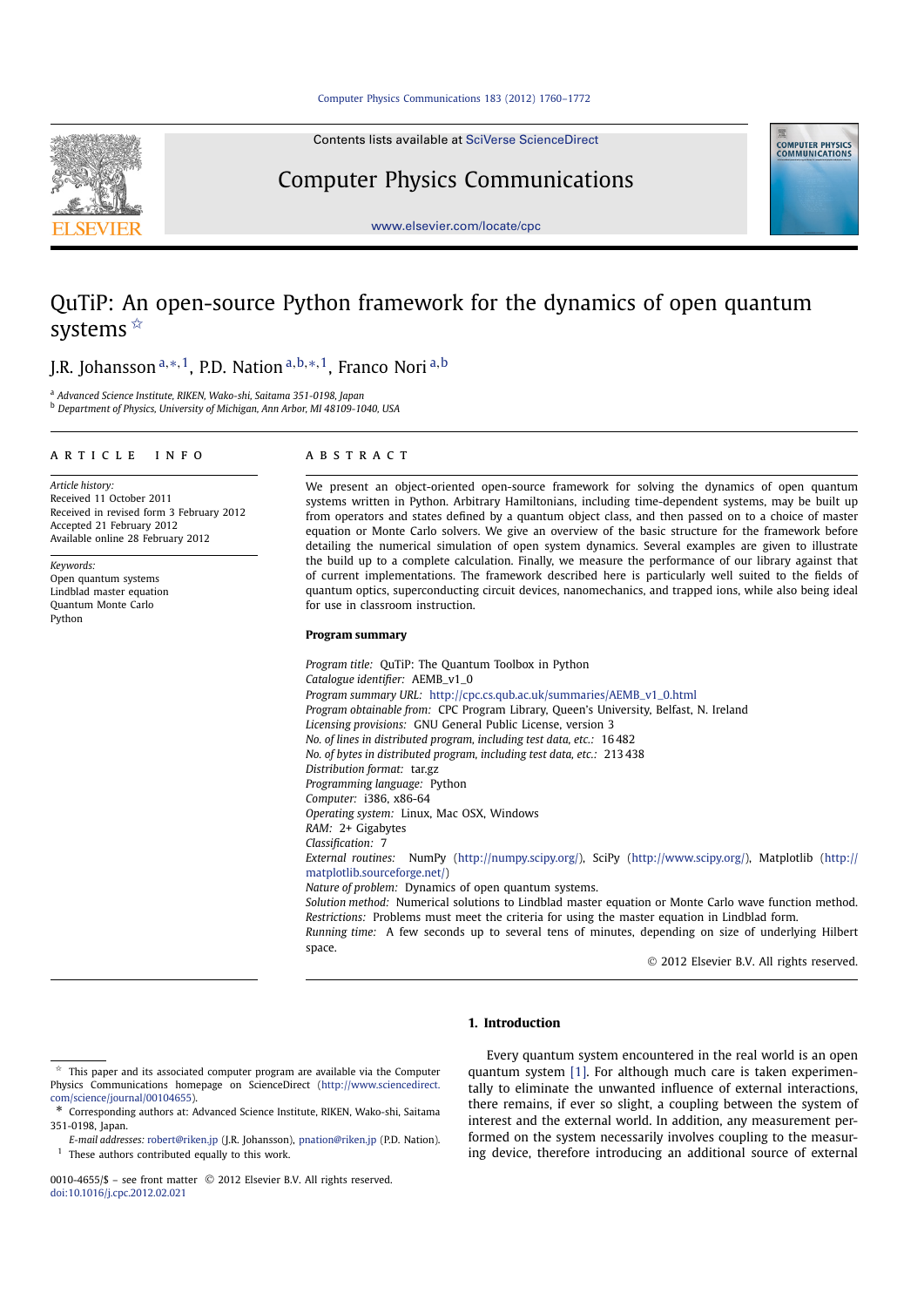# QuTiP: An open-source Python framework for the dynamics of open quantum systems ☆

J.R. Johansson[a,*,1], P.D. Nation[a,b,*,1], Franco Nori[a,b]

[a] Advanced Science Institute, RIKEN, Wako-shi, Saitama 351-0198, Japan
[b] Department of Physics, University of Michigan, Ann Arbor, MI 48109-1040, USA

## ARTICLE INFO

*Article history:*
Received 11 October 2011
Received in revised form 3 February 2012
Accepted 21 February 2012
Available online 28 February 2012

*Keywords:*
Open quantum systems
Lindblad master equation
Quantum Monte Carlo
Python

## ABSTRACT

We present an object-oriented open-source framework for solving the dynamics of open quantum systems written in Python. Arbitrary Hamiltonians, including time-dependent systems, may be built up from operators and states defined by a quantum object class, and then passed on to a choice of master equation or Monte Carlo solvers. We give an overview of the basic structure for the framework before detailing the numerical simulation of open system dynamics. Several examples are given to illustrate the build up to a complete calculation. Finally, we measure the performance of our library against that of current implementations. The framework described here is particularly well suited to the fields of quantum optics, superconducting circuit devices, nanomechanics, and trapped ions, while also being ideal for use in classroom instruction.

**Program summary**

*Program title:* QuTiP: The Quantum Toolbox in Python
*Catalogue identifier:* AEMB_v1_0
*Program summary URL:* http://cpc.cs.qub.ac.uk/summaries/AEMB_v1_0.html
*Program obtainable from:* CPC Program Library, Queen's University, Belfast, N. Ireland
*Licensing provisions:* GNU General Public License, version 3
*No. of lines in distributed program, including test data, etc.:* 16 482
*No. of bytes in distributed program, including test data, etc.:* 213 438
*Distribution format:* tar.gz
*Programming language:* Python
*Computer:* i386, x86-64
*Operating system:* Linux, Mac OSX, Windows
*RAM:* 2+ Gigabytes
*Classification:* 7
*External routines:* NumPy (http://numpy.scipy.org/), SciPy (http://www.scipy.org/), Matplotlib (http://matplotlib.sourceforge.net/)
*Nature of problem:* Dynamics of open quantum systems.
*Solution method:* Numerical solutions to Lindblad master equation or Monte Carlo wave function method.
*Restrictions:* Problems must meet the criteria for using the master equation in Lindblad form.
*Running time:* A few seconds up to several tens of minutes, depending on size of underlying Hilbert space.

© 2012 Elsevier B.V. All rights reserved.

## 1. Introduction

Every quantum system encountered in the real world is an open quantum system [1]. For although much care is taken experimentally to eliminate the unwanted influence of external interactions, there remains, if ever so slight, a coupling between the system of interest and the external world. In addition, any measurement performed on the system necessarily involves coupling to the measuring device, therefore introducing an additional source of external

---

☆ This paper and its associated computer program are available via the Computer Physics Communications homepage on ScienceDirect (http://www.sciencedirect.com/science/journal/00104655).

\* Corresponding authors at: Advanced Science Institute, RIKEN, Wako-shi, Saitama 351-0198, Japan.

*E-mail addresses:* robert@riken.jp (J.R. Johansson), pnation@riken.jp (P.D. Nation).

1 These authors contributed equally to this work.

0010-4655/$ – see front matter © 2012 Elsevier B.V. All rights reserved.
doi:10.1016/j.cpc.2012.02.021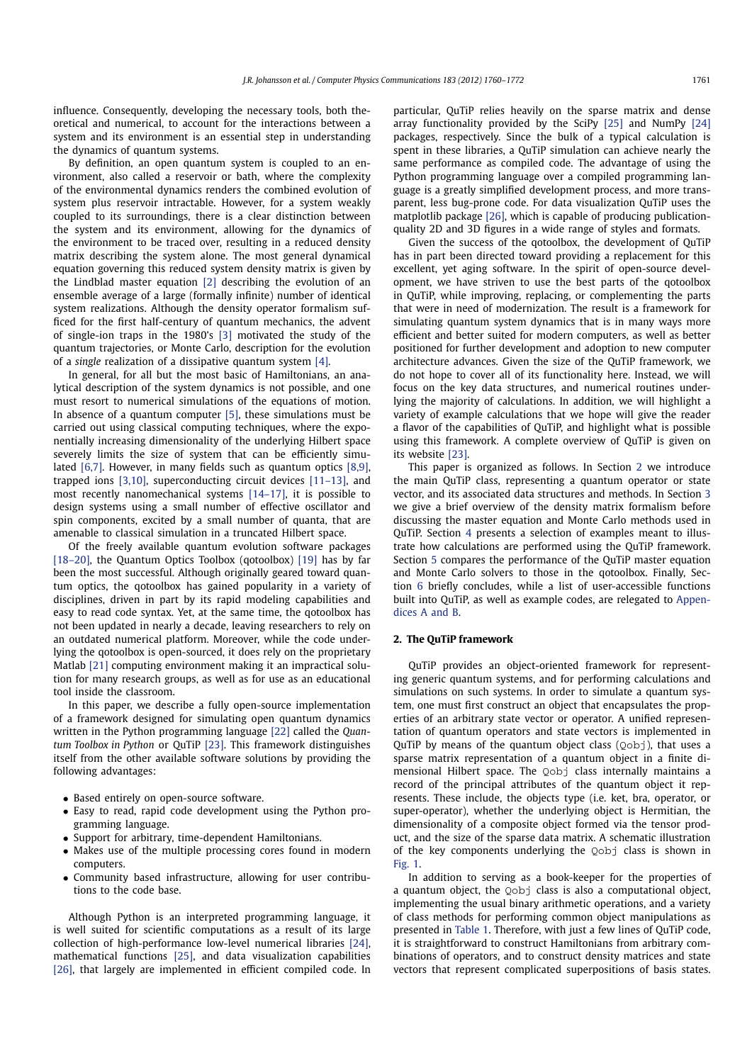influence. Consequently, developing the necessary tools, both theoretical and numerical, to account for the interactions between a system and its environment is an essential step in understanding the dynamics of quantum systems.

By definition, an open quantum system is coupled to an environment, also called a reservoir or bath, where the complexity of the environmental dynamics renders the combined evolution of system plus reservoir intractable. However, for a system weakly coupled to its surroundings, there is a clear distinction between the system and its environment, allowing for the dynamics of the environment to be traced over, resulting in a reduced density matrix describing the system alone. The most general dynamical equation governing this reduced system density matrix is given by the Lindblad master equation [2] describing the evolution of an ensemble average of a large (formally infinite) number of identical system realizations. Although the density operator formalism sufficed for the first half-century of quantum mechanics, the advent of single-ion traps in the 1980's [3] motivated the study of the quantum trajectories, or Monte Carlo, description for the evolution of a *single* realization of a dissipative quantum system [4].

In general, for all but the most basic of Hamiltonians, an analytical description of the system dynamics is not possible, and one must resort to numerical simulations of the equations of motion. In absence of a quantum computer [5], these simulations must be carried out using classical computing techniques, where the exponentially increasing dimensionality of the underlying Hilbert space severely limits the size of system that can be efficiently simulated [6,7]. However, in many fields such as quantum optics [8,9], trapped ions [3,10], superconducting circuit devices [11–13], and most recently nanomechanical systems [14–17], it is possible to design systems using a small number of effective oscillator and spin components, excited by a small number of quanta, that are amenable to classical simulation in a truncated Hilbert space.

Of the freely available quantum evolution software packages [18–20], the Quantum Optics Toolbox (qotoolbox) [19] has by far been the most successful. Although originally geared toward quantum optics, the qotoolbox has gained popularity in a variety of disciplines, driven in part by its rapid modeling capabilities and easy to read code syntax. Yet, at the same time, the qotoolbox has not been updated in nearly a decade, leaving researchers to rely on an outdated numerical platform. Moreover, while the code underlying the qotoolbox is open-sourced, it does rely on the proprietary Matlab [21] computing environment making it an impractical solution for many research groups, as well as for use as an educational tool inside the classroom.

In this paper, we describe a fully open-source implementation of a framework designed for simulating open quantum dynamics written in the Python programming language [22] called the *Quantum Toolbox in Python* or QuTiP [23]. This framework distinguishes itself from the other available software solutions by providing the following advantages:

- Based entirely on open-source software.
- Easy to read, rapid code development using the Python programming language.
- Support for arbitrary, time-dependent Hamiltonians.
- Makes use of the multiple processing cores found in modern computers.
- Community based infrastructure, allowing for user contributions to the code base.

Although Python is an interpreted programming language, it is well suited for scientific computations as a result of its large collection of high-performance low-level numerical libraries [24], mathematical functions [25], and data visualization capabilities [26], that largely are implemented in efficient compiled code. In particular, QuTiP relies heavily on the sparse matrix and dense array functionality provided by the SciPy [25] and NumPy [24] packages, respectively. Since the bulk of a typical calculation is spent in these libraries, a QuTiP simulation can achieve nearly the same performance as compiled code. The advantage of using the Python programming language over a compiled programming language is a greatly simplified development process, and more transparent, less bug-prone code. For data visualization QuTiP uses the matplotlib package [26], which is capable of producing publication-quality 2D and 3D figures in a wide range of styles and formats.

Given the success of the qotoolbox, the development of QuTiP has in part been directed toward providing a replacement for this excellent, yet aging software. In the spirit of open-source development, we have striven to use the best parts of the qotoolbox in QuTiP, while improving, replacing, or complementing the parts that were in need of modernization. The result is a framework for simulating quantum system dynamics that is in many ways more efficient and better suited for modern computers, as well as better positioned for further development and adoption to new computer architecture advances. Given the size of the QuTiP framework, we do not hope to cover all of its functionality here. Instead, we will focus on the key data structures, and numerical routines underlying the majority of calculations. In addition, we will highlight a variety of example calculations that we hope will give the reader a flavor of the capabilities of QuTiP, and highlight what is possible using this framework. A complete overview of QuTiP is given on its website [23].

This paper is organized as follows. In Section 2 we introduce the main QuTiP class, representing a quantum operator or state vector, and its associated data structures and methods. In Section 3 we give a brief overview of the density matrix formalism before discussing the master equation and Monte Carlo methods used in QuTiP. Section 4 presents a selection of examples meant to illustrate how calculations are performed using the QuTiP framework. Section 5 compares the performance of the QuTiP master equation and Monte Carlo solvers to those in the qotoolbox. Finally, Section 6 briefly concludes, while a list of user-accessible functions built into QuTiP, as well as example codes, are relegated to Appendices A and B.

## 2. The QuTiP framework

QuTiP provides an object-oriented framework for representing generic quantum systems, and for performing calculations and simulations on such systems. In order to simulate a quantum system, one must first construct an object that encapsulates the properties of an arbitrary state vector or operator. A unified representation of quantum operators and state vectors is implemented in QuTiP by means of the quantum object class (`Qobj`), that uses a sparse matrix representation of a quantum object in a finite dimensional Hilbert space. The `Qobj` class internally maintains a record of the principal attributes of the quantum object it represents. These include, the objects type (i.e. ket, bra, operator, or super-operator), whether the underlying object is Hermitian, the dimensionality of a composite object formed via the tensor product, and the size of the sparse data matrix. A schematic illustration of the key components underlying the `Qobj` class is shown in Fig. 1.

In addition to serving as a book-keeper for the properties of a quantum object, the `Qobj` class is also a computational object, implementing the usual binary arithmetic operations, and a variety of class methods for performing common object manipulations as presented in Table 1. Therefore, with just a few lines of QuTiP code, it is straightforward to construct Hamiltonians from arbitrary combinations of operators, and to construct density matrices and state vectors that represent complicated superpositions of basis states.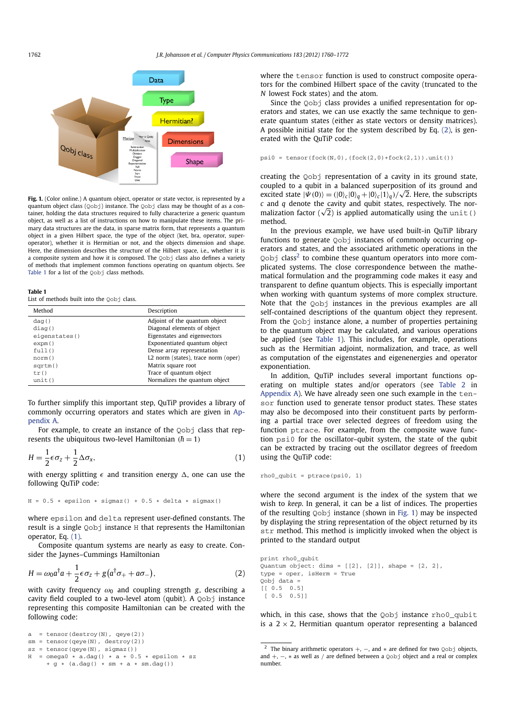**Fig. 1.** (Color online.) A quantum object, operator or state vector, is represented by a quantum object class (`Qobj`) instance. The `Qobj` class may be thought of as a container, holding the data structures required to fully characterize a generic quantum object, as well as a list of instructions on how to manipulate these items. The primary data structures are the data, in sparse matrix form, that represents a quantum object in a given Hilbert space, the type of the object (ket, bra, operator, superoperator), whether it is Hermitian or not, and the objects dimension and shape. Here, the dimension describes the structure of the Hilbert space, i.e., whether it is a composite system and how it is composed. The `Qobj` class also defines a variety of methods that implement common functions operating on quantum objects. See Table 1 for a list of the `Qobj` class methods.

**Table 1**
List of methods built into the `Qobj` class.

| Method | Description |
|---|---|
| `dag()` | Adjoint of the quantum object |
| `diag()` | Diagonal elements of object |
| `eigenstates()` | Eigenstates and eigenvectors |
| `expm()` | Exponentiated quantum object |
| `full()` | Dense array representation |
| `norm()` | L2 norm (states), trace norm (oper) |
| `sqrtm()` | Matrix square root |
| `tr()` | Trace of quantum object |
| `unit()` | Normalizes the quantum object |

To further simplify this important step, QuTiP provides a library of commonly occurring operators and states which are given in Appendix A.

For example, to create an instance of the `Qobj` class that represents the ubiquitous two-level Hamiltonian ($\hbar = 1$)

$$H = \frac{1}{2}\epsilon\sigma_z + \frac{1}{2}\Delta\sigma_x, \tag{1}$$

with energy splitting $\epsilon$ and transition energy $\Delta$, one can use the following QuTiP code:

```
H = 0.5 * epsilon * sigmaz() + 0.5 * delta * sigmax()
```

where `epsilon` and `delta` represent user-defined constants. The result is a single `Qobj` instance `H` that represents the Hamiltonian operator, Eq. (1).

Composite quantum systems are nearly as easy to create. Consider the Jaynes–Cummings Hamiltonian

$$H = \omega_0 a^\dagger a + \frac{1}{2}\epsilon\sigma_z + g\left(a^\dagger\sigma_+ + a\sigma_-\right), \tag{2}$$

with cavity frequency $\omega_0$ and coupling strength $g$, describing a cavity field coupled to a two-level atom (qubit). A `Qobj` instance representing this composite Hamiltonian can be created with the following code:

```
a  = tensor(destroy(N), qeye(2))
sm = tensor(qeye(N), destroy(2))
sz = tensor(qeye(N), sigmaz())
H  = omega0 * a.dag() * a + 0.5 * epsilon * sz
     + g * (a.dag() * sm + a * sm.dag())
```

where the `tensor` function is used to construct composite operators for the combined Hilbert space of the cavity (truncated to the $N$ lowest Fock states) and the atom.

Since the `Qobj` class provides a unified representation for operators and states, we can use exactly the same technique to generate quantum states (either as state vectors or density matrices). A possible initial state for the system described by Eq. (2), is generated with the QuTiP code:

```
psi0 = tensor(fock(N,0),(fock(2,0)+fock(2,1)).unit())
```

creating the `Qobj` representation of a cavity in its ground state, coupled to a qubit in a balanced superposition of its ground and excited state $|\Psi(0)\rangle = (|0\rangle_c|0\rangle_q + |0\rangle_c|1\rangle_q)/\sqrt{2}$. Here, the subscripts $c$ and $q$ denote the cavity and qubit states, respectively. The normalization factor ($\sqrt{2}$) is applied automatically using the `unit()` method.

In the previous example, we have used built-in QuTiP library functions to generate `Qobj` instances of commonly occurring operators and states, and the associated arithmetic operations in the `Qobj` class[2] to combine these quantum operators into more complicated systems. The close correspondence between the mathematical formulation and the programming code makes it easy and transparent to define quantum objects. This is especially important when working with quantum systems of more complex structure. Note that the `Qobj` instances in the previous examples are all self-contained descriptions of the quantum object they represent. From the `Qobj` instance alone, a number of properties pertaining to the quantum object may be calculated, and various operations be applied (see Table 1). This includes, for example, operations such as the Hermitian adjoint, normalization, and trace, as well as computation of the eigenstates and eigenenergies and operator exponentiation.

In addition, QuTiP includes several important functions operating on multiple states and/or operators (see Table 2 in Appendix A). We have already seen one such example in the `tensor` function used to generate tensor product states. These states may also be decomposed into their constituent parts by performing a partial trace over selected degrees of freedom using the function `ptrace`. For example, from the composite wave function `psi0` for the oscillator–qubit system, the state of the qubit can be extracted by tracing out the oscillator degrees of freedom using the QuTiP code:

```
rho0_qubit = ptrace(psi0, 1)
```

where the second argument is the index of the system that we wish to *keep*. In general, it can be a list of indices. The properties of the resulting `Qobj` instance (shown in Fig. 1) may be inspected by displaying the string representation of the object returned by its `str` method. This method is implicitly invoked when the object is printed to the standard output

```
print rho0_qubit
Quantum object: dims = [[2], [2]], shape = [2, 2],
type = oper, isHerm = True
Qobj data =
[[ 0.5  0.5]
 [ 0.5  0.5]]
```

which, in this case, shows that the `Qobj` instance `rho0_qubit` is a $2 \times 2$, Hermitian quantum operator representing a balanced

[2] The binary arithmetic operators $+$, $-$, and $*$ are defined for two `Qobj` objects, and $+$, $-$, $*$ as well as $/$ are defined between a `Qobj` object and a real or complex number.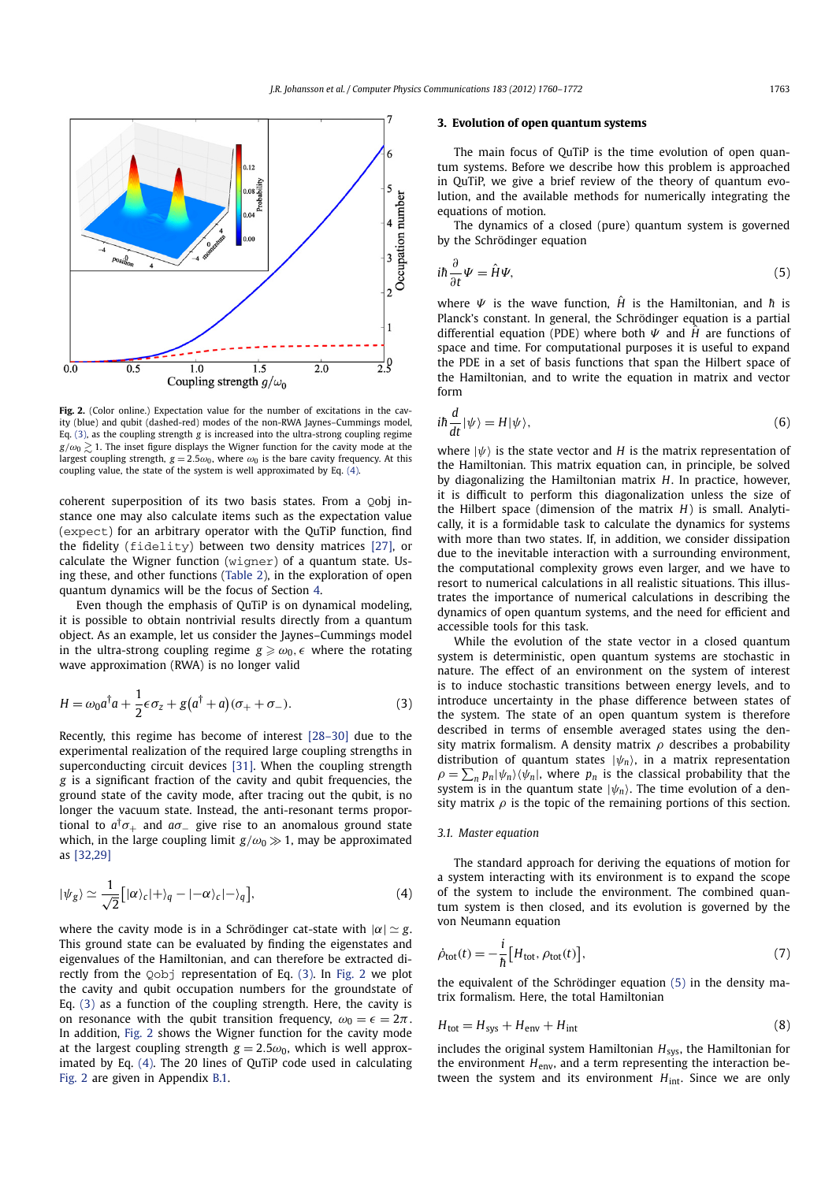**Fig. 2.** (Color online.) Expectation value for the number of excitations in the cavity (blue) and qubit (dashed-red) modes of the non-RWA Jaynes–Cummings model, Eq. (3), as the coupling strength $g$ is increased into the ultra-strong coupling regime $g/\omega_0 \gtrsim 1$. The inset figure displays the Wigner function for the cavity mode at the largest coupling strength, $g = 2.5\omega_0$, where $\omega_0$ is the bare cavity frequency. At this coupling value, the state of the system is well approximated by Eq. (4).

coherent superposition of its two basis states. From a `Qobj` instance one may also calculate items such as the expectation value (`expect`) for an arbitrary operator with the QuTiP function, find the fidelity (`fidelity`) between two density matrices [27], or calculate the Wigner function (`wigner`) of a quantum state. Using these, and other functions (Table 2), in the exploration of open quantum dynamics will be the focus of Section 4.

Even though the emphasis of QuTiP is on dynamical modeling, it is possible to obtain nontrivial results directly from a quantum object. As an example, let us consider the Jaynes–Cummings model in the ultra-strong coupling regime $g \geqslant \omega_0, \epsilon$ where the rotating wave approximation (RWA) is no longer valid

$$H = \omega_0 a^\dagger a + \frac{1}{2}\epsilon\sigma_z + g\left(a^\dagger + a\right)(\sigma_+ + \sigma_-). \tag{3}$$

Recently, this regime has become of interest [28–30] due to the experimental realization of the required large coupling strengths in superconducting circuit devices [31]. When the coupling strength $g$ is a significant fraction of the cavity and qubit frequencies, the ground state of the cavity mode, after tracing out the qubit, is no longer the vacuum state. Instead, the anti-resonant terms proportional to $a^\dagger\sigma_+$ and $a\sigma_-$ give rise to an anomalous ground state which, in the large coupling limit $g/\omega_0 \gg 1$, may be approximated as [32,29]

$$|\psi_g\rangle \simeq \frac{1}{\sqrt{2}}\left[|\alpha\rangle_c|+\rangle_q - |-\alpha\rangle_c|-\rangle_q\right], \tag{4}$$

where the cavity mode is in a Schrödinger cat-state with $|\alpha| \simeq g$. This ground state can be evaluated by finding the eigenstates and eigenvalues of the Hamiltonian, and can therefore be extracted directly from the `Qobj` representation of Eq. (3). In Fig. 2 we plot the cavity and qubit occupation numbers for the groundstate of Eq. (3) as a function of the coupling strength. Here, the cavity is on resonance with the qubit transition frequency, $\omega_0 = \epsilon = 2\pi$. In addition, Fig. 2 shows the Wigner function for the cavity mode at the largest coupling strength $g = 2.5\omega_0$, which is well approximated by Eq. (4). The 20 lines of QuTiP code used in calculating Fig. 2 are given in Appendix B.1.

## 3. Evolution of open quantum systems

The main focus of QuTiP is the time evolution of open quantum systems. Before we describe how this problem is approached in QuTiP, we give a brief review of the theory of quantum evolution, and the available methods for numerically integrating the equations of motion.

The dynamics of a closed (pure) quantum system is governed by the Schrödinger equation

$$i\hbar\frac{\partial}{\partial t}\Psi = \hat{H}\Psi, \tag{5}$$

where $\Psi$ is the wave function, $\hat{H}$ is the Hamiltonian, and $\hbar$ is Planck's constant. In general, the Schrödinger equation is a partial differential equation (PDE) where both $\Psi$ and $\hat{H}$ are functions of space and time. For computational purposes it is useful to expand the PDE in a set of basis functions that span the Hilbert space of the Hamiltonian, and to write the equation in matrix and vector form

$$i\hbar\frac{d}{dt}|\psi\rangle = H|\psi\rangle, \tag{6}$$

where $|\psi\rangle$ is the state vector and $H$ is the matrix representation of the Hamiltonian. This matrix equation can, in principle, be solved by diagonalizing the Hamiltonian matrix $H$. In practice, however, it is difficult to perform this diagonalization unless the size of the Hilbert space (dimension of the matrix $H$) is small. Analytically, it is a formidable task to calculate the dynamics for systems with more than two states. If, in addition, we consider dissipation due to the inevitable interaction with a surrounding environment, the computational complexity grows even larger, and we have to resort to numerical calculations in all realistic situations. This illustrates the importance of numerical calculations in describing the dynamics of open quantum systems, and the need for efficient and accessible tools for this task.

While the evolution of the state vector in a closed quantum system is deterministic, open quantum systems are stochastic in nature. The effect of an environment on the system of interest is to induce stochastic transitions between energy levels, and to introduce uncertainty in the phase difference between states of the system. The state of an open quantum system is therefore described in terms of ensemble averaged states using the density matrix formalism. A density matrix $\rho$ describes a probability distribution of quantum states $|\psi_n\rangle$, in a matrix representation $\rho = \sum_n p_n|\psi_n\rangle\langle\psi_n|$, where $p_n$ is the classical probability that the system is in the quantum state $|\psi_n\rangle$. The time evolution of a density matrix $\rho$ is the topic of the remaining portions of this section.

### 3.1. Master equation

The standard approach for deriving the equations of motion for a system interacting with its environment is to expand the scope of the system to include the environment. The combined quantum system is then closed, and its evolution is governed by the von Neumann equation

$$\dot{\rho}_{\rm tot}(t) = -\frac{i}{\hbar}\left[H_{\rm tot}, \rho_{\rm tot}(t)\right], \tag{7}$$

the equivalent of the Schrödinger equation (5) in the density matrix formalism. Here, the total Hamiltonian

$$H_{\rm tot} = H_{\rm sys} + H_{\rm env} + H_{\rm int} \tag{8}$$

includes the original system Hamiltonian $H_{\rm sys}$, the Hamiltonian for the environment $H_{\rm env}$, and a term representing the interaction between the system and its environment $H_{\rm int}$. Since we are only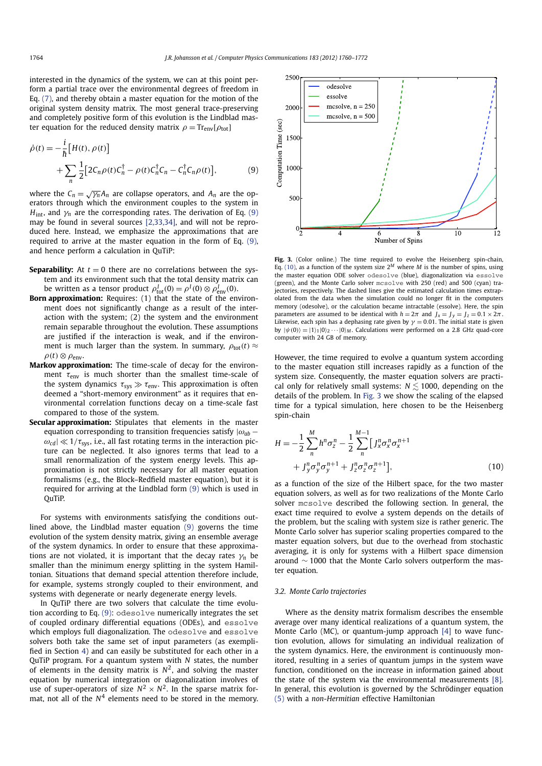interested in the dynamics of the system, we can at this point perform a partial trace over the environmental degrees of freedom in Eq. (7), and thereby obtain a master equation for the motion of the original system density matrix. The most general trace-preserving and completely positive form of this evolution is the Lindblad master equation for the reduced density matrix $\rho = \mathrm{Tr}_{\mathrm{env}}[\rho_{\mathrm{tot}}]$

$$\dot{\rho}(t) = -\frac{i}{\hbar}\big[H(t), \rho(t)\big] + \sum_n \frac{1}{2}\big[2C_n\rho(t)C_n^\dagger - \rho(t)C_n^\dagger C_n - C_n^\dagger C_n\rho(t)\big], \tag{9}$$

where the $C_n = \sqrt{\gamma_n}A_n$ are collapse operators, and $A_n$ are the operators through which the environment couples to the system in $H_{\mathrm{int}}$, and $\gamma_n$ are the corresponding rates. The derivation of Eq. (9) may be found in several sources [2,33,34], and will not be reproduced here. Instead, we emphasize the approximations that are required to arrive at the master equation in the form of Eq. (9), and hence perform a calculation in QuTiP:

**Separability:** At $t = 0$ there are no correlations between the system and its environment such that the total density matrix can be written as a tensor product $\rho_{\mathrm{tot}}^I(0) = \rho^I(0) \otimes \rho_{\mathrm{env}}^I(0)$.

**Born approximation:** Requires: (1) that the state of the environment does not significantly change as a result of the interaction with the system; (2) the system and the environment remain separable throughout the evolution. These assumptions are justified if the interaction is weak, and if the environment is much larger than the system. In summary, $\rho_{\mathrm{tot}}(t) \approx \rho(t) \otimes \rho_{\mathrm{env}}$.

**Markov approximation:** The time-scale of decay for the environment $\tau_{\mathrm{env}}$ is much shorter than the smallest time-scale of the system dynamics $\tau_{\mathrm{sys}} \gg \tau_{\mathrm{env}}$. This approximation is often deemed a "short-memory environment" as it requires that environmental correlation functions decay on a time-scale fast compared to those of the system.

**Secular approximation:** Stipulates that elements in the master equation corresponding to transition frequencies satisfy $|\omega_{ab} - \omega_{cd}| \ll 1/\tau_{\mathrm{sys}}$, i.e., all fast rotating terms in the interaction picture can be neglected. It also ignores terms that lead to a small renormalization of the system energy levels. This approximation is not strictly necessary for all master equation formalisms (e.g., the Block–Redfield master equation), but it is required for arriving at the Lindblad form (9) which is used in QuTiP.

For systems with environments satisfying the conditions outlined above, the Lindblad master equation (9) governs the time evolution of the system density matrix, giving an ensemble average of the system dynamics. In order to ensure that these approximations are not violated, it is important that the decay rates $\gamma_n$ be smaller than the minimum energy splitting in the system Hamiltonian. Situations that demand special attention therefore include, for example, systems strongly coupled to their environment, and systems with degenerate or nearly degenerate energy levels.

In QuTiP there are two solvers that calculate the time evolution according to Eq. (9): `odesolve` numerically integrates the set of coupled ordinary differential equations (ODEs), and `essolve` which employs full diagonalization. The `odesolve` and `essolve` solvers both take the same set of input parameters (as exemplified in Section 4) and can easily be substituted for each other in a QuTiP program. For a quantum system with $N$ states, the number of elements in the density matrix is $N^2$, and solving the master equation by numerical integration or diagonalization involves of use of super-operators of size $N^2 \times N^2$. In the sparse matrix format, not all of the $N^4$ elements need to be stored in the memory.

**Fig. 3.** (Color online.) The time required to evolve the Heisenberg spin-chain, Eq. (10), as a function of the system size $2^M$ where $M$ is the number of spins, using the master equation ODE solver `odesolve` (blue), diagonalization via `essolve` (green), and the Monte Carlo solver `mcsolve` with 250 (red) and 500 (cyan) trajectories, respectively. The dashed lines give the estimated calculation times extrapolated from the data when the simulation could no longer fit in the computers memory (odesolve), or the calculation became intractable (essolve). Here, the spin parameters are assumed to be identical with $h = 2\pi$ and $J_x = J_y = J_z = 0.1 \times 2\pi$. Likewise, each spin has a dephasing rate given by $\gamma = 0.01$. The initial state is given by $|\psi(0)\rangle = |1\rangle_1|0\rangle_2 \cdots |0\rangle_M$. Calculations were performed on a 2.8 GHz quad-core computer with 24 GB of memory.

However, the time required to evolve a quantum system according to the master equation still increases rapidly as a function of the system size. Consequently, the master equation solvers are practical only for relatively small systems: $N \lesssim 1000$, depending on the details of the problem. In Fig. 3 we show the scaling of the elapsed time for a typical simulation, here chosen to be the Heisenberg spin-chain

$$H = -\frac{1}{2}\sum_n^M h^n\sigma_z^n - \frac{1}{2}\sum_n^{M-1}\big[J_x^n\sigma_x^n\sigma_x^{n+1} + J_y^n\sigma_y^n\sigma_y^{n+1} + J_z^n\sigma_z^n\sigma_z^{n+1}\big], \tag{10}$$

as a function of the size of the Hilbert space, for the two master equation solvers, as well as for two realizations of the Monte Carlo solver `mcsolve` described the following section. In general, the exact time required to evolve a system depends on the details of the problem, but the scaling with system size is rather generic. The Monte Carlo solver has superior scaling properties compared to the master equation solvers, but due to the overhead from stochastic averaging, it is only for systems with a Hilbert space dimension around $\sim 1000$ that the Monte Carlo solvers outperform the master equation.

### 3.2. Monte Carlo trajectories

Where as the density matrix formalism describes the ensemble average over many identical realizations of a quantum system, the Monte Carlo (MC), or quantum-jump approach [4] to wave function evolution, allows for simulating an individual realization of the system dynamics. Here, the environment is continuously monitored, resulting in a series of quantum jumps in the system wave function, conditioned on the increase in information gained about the state of the system via the environmental measurements [8]. In general, this evolution is governed by the Schrödinger equation (5) with a *non-Hermitian* effective Hamiltonian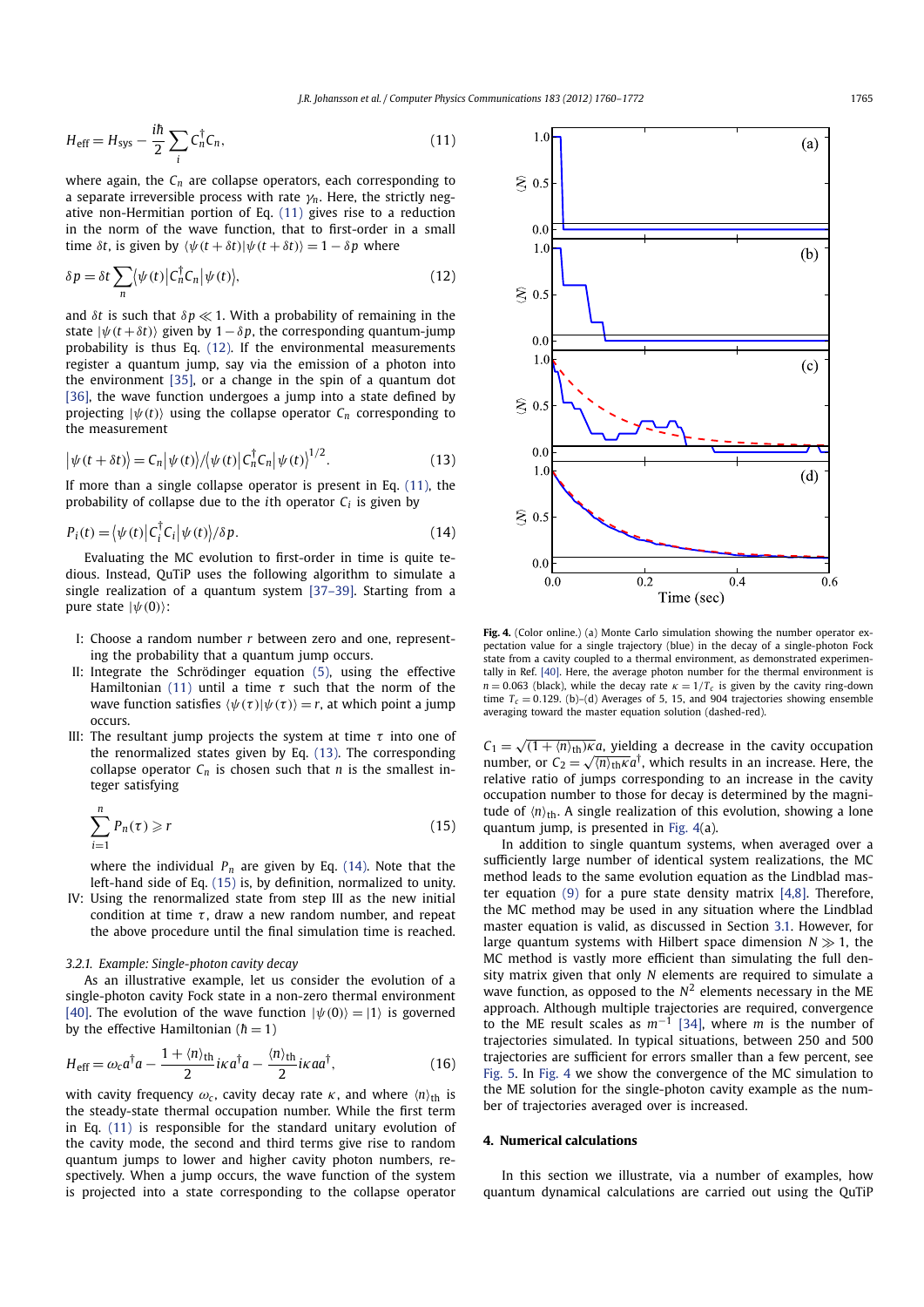$$H_{\rm eff} = H_{\rm sys} - \frac{i\hbar}{2}\sum_i C_n^\dagger C_n, \tag{11}$$

where again, the $C_n$ are collapse operators, each corresponding to a separate irreversible process with rate $\gamma_n$. Here, the strictly negative non-Hermitian portion of Eq. (11) gives rise to a reduction in the norm of the wave function, that to first-order in a small time $\delta t$, is given by $\langle\psi(t+\delta t)|\psi(t+\delta t)\rangle = 1 - \delta p$ where

$$\delta p = \delta t \sum_n \langle\psi(t)|C_n^\dagger C_n|\psi(t)\rangle, \tag{12}$$

and $\delta t$ is such that $\delta p \ll 1$. With a probability of remaining in the state $|\psi(t+\delta t)\rangle$ given by $1-\delta p$, the corresponding quantum-jump probability is thus Eq. (12). If the environmental measurements register a quantum jump, say via the emission of a photon into the environment [35], or a change in the spin of a quantum dot [36], the wave function undergoes a jump into a state defined by projecting $|\psi(t)\rangle$ using the collapse operator $C_n$ corresponding to the measurement

$$|\psi(t+\delta t)\rangle = C_n|\psi(t)\rangle / \langle\psi(t)|C_n^\dagger C_n|\psi(t)\rangle^{1/2}. \tag{13}$$

If more than a single collapse operator is present in Eq. (11), the probability of collapse due to the $i$th operator $C_i$ is given by

$$P_i(t) = \langle\psi(t)|C_i^\dagger C_i|\psi(t)\rangle / \delta p. \tag{14}$$

Evaluating the MC evolution to first-order in time is quite tedious. Instead, QuTiP uses the following algorithm to simulate a single realization of a quantum system [37–39]. Starting from a pure state $|\psi(0)\rangle$:

- I: Choose a random number $r$ between zero and one, representing the probability that a quantum jump occurs.
- II: Integrate the Schrödinger equation (5), using the effective Hamiltonian (11) until a time $\tau$ such that the norm of the wave function satisfies $\langle\psi(\tau)|\psi(\tau)\rangle = r$, at which point a jump occurs.
- III: The resultant jump projects the system at time $\tau$ into one of the renormalized states given by Eq. (13). The corresponding collapse operator $C_n$ is chosen such that $n$ is the smallest integer satisfying

$$\sum_{i=1}^{n} P_n(\tau) \geqslant r \tag{15}$$

  where the individual $P_n$ are given by Eq. (14). Note that the left-hand side of Eq. (15) is, by definition, normalized to unity.
- IV: Using the renormalized state from step III as the new initial condition at time $\tau$, draw a new random number, and repeat the above procedure until the final simulation time is reached.

#### 3.2.1. Example: Single-photon cavity decay

As an illustrative example, let us consider the evolution of a single-photon cavity Fock state in a non-zero thermal environment [40]. The evolution of the wave function $|\psi(0)\rangle = |1\rangle$ is governed by the effective Hamiltonian ($\hbar = 1$)

$$H_{\rm eff} = \omega_c a^\dagger a - \frac{1+\langle n\rangle_{\rm th}}{2} i\kappa a^\dagger a - \frac{\langle n\rangle_{\rm th}}{2} i\kappa a a^\dagger, \tag{16}$$

with cavity frequency $\omega_c$, cavity decay rate $\kappa$, and where $\langle n\rangle_{\rm th}$ is the steady-state thermal occupation number. While the first term in Eq. (11) is responsible for the standard unitary evolution of the cavity mode, the second and third terms give rise to random quantum jumps to lower and higher cavity photon numbers, respectively. When a jump occurs, the wave function of the system is projected into a state corresponding to the collapse operator $C_1 = \sqrt{(1+\langle n\rangle_{\rm th})\kappa}a$, yielding a decrease in the cavity occupation number, or $C_2 = \sqrt{\langle n\rangle_{\rm th}\kappa}a^\dagger$, which results in an increase. Here, the relative ratio of jumps corresponding to an increase in the cavity occupation number to those for decay is determined by the magnitude of $\langle n\rangle_{\rm th}$. A single realization of this evolution, showing a lone quantum jump, is presented in Fig. 4(a).

**Fig. 4.** (Color online.) (a) Monte Carlo simulation showing the number operator expectation value for a single trajectory (blue) in the decay of a single-photon Fock state from a cavity coupled to a thermal environment, as demonstrated experimentally in Ref. [40]. Here, the average photon number for the thermal environment is $n = 0.063$ (black), while the decay rate $\kappa = 1/T_c$ is given by the cavity ring-down time $T_c = 0.129$. (b)–(d) Averages of 5, 15, and 904 trajectories showing ensemble averaging toward the master equation solution (dashed-red).

In addition to single quantum systems, when averaged over a sufficiently large number of identical system realizations, the MC method leads to the same evolution equation as the Lindblad master equation (9) for a pure state density matrix [4,8]. Therefore, the MC method may be used in any situation where the Lindblad master equation is valid, as discussed in Section 3.1. However, for large quantum systems with Hilbert space dimension $N \gg 1$, the MC method is vastly more efficient than simulating the full density matrix given that only $N$ elements are required to simulate a wave function, as opposed to the $N^2$ elements necessary in the ME approach. Although multiple trajectories are required, convergence to the ME result scales as $m^{-1}$ [34], where $m$ is the number of trajectories simulated. In typical situations, between 250 and 500 trajectories are sufficient for errors smaller than a few percent, see Fig. 5. In Fig. 4 we show the convergence of the MC simulation to the ME solution for the single-photon cavity example as the number of trajectories averaged over is increased.

## 4. Numerical calculations

In this section we illustrate, via a number of examples, how quantum dynamical calculations are carried out using the QuTiP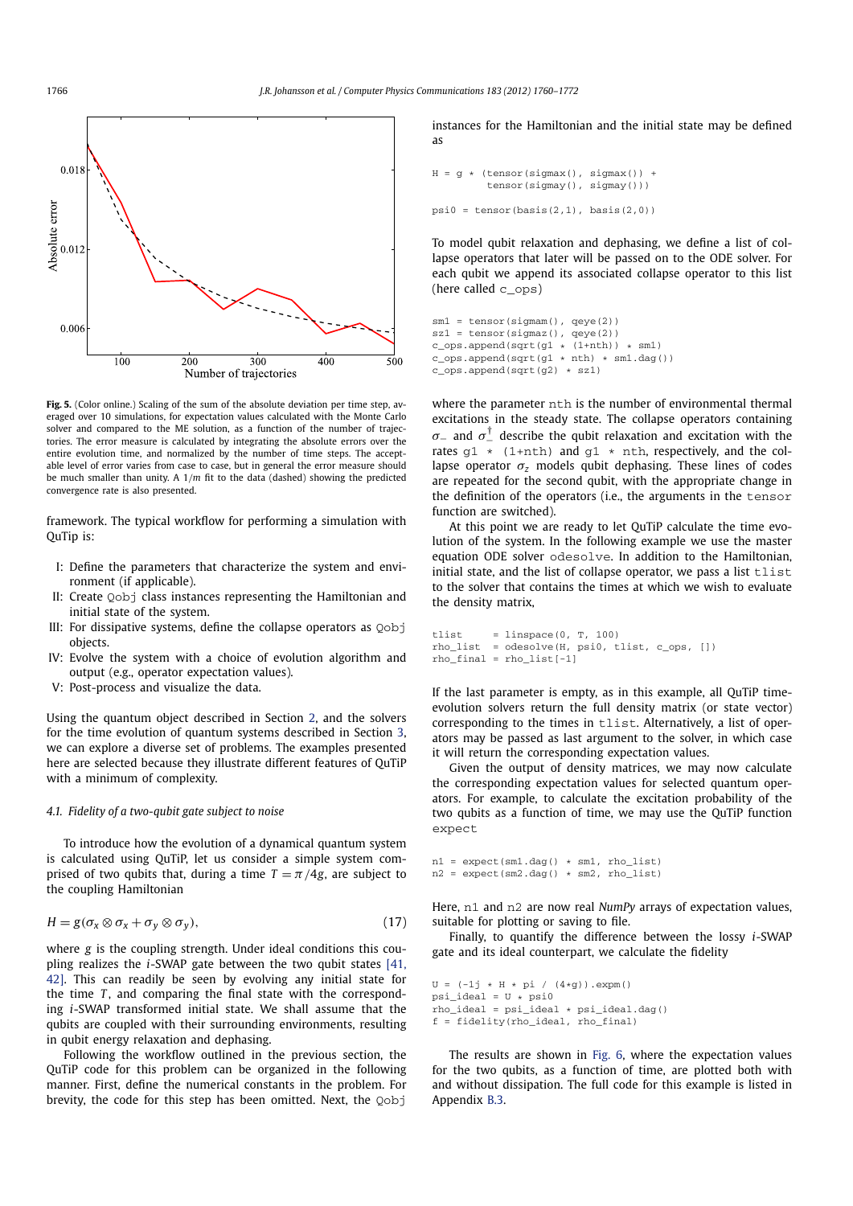**Fig. 5.** (Color online.) Scaling of the sum of the absolute deviation per time step, averaged over 10 simulations, for expectation values calculated with the Monte Carlo solver and compared to the ME solution, as a function of the number of trajectories. The error measure is calculated by integrating the absolute errors over the entire evolution time, and normalized by the number of time steps. The acceptable level of error varies from case to case, but in general the error measure should be much smaller than unity. A $1/m$ fit to the data (dashed) showing the predicted convergence rate is also presented.

framework. The typical workflow for performing a simulation with QuTip is:

I: Define the parameters that characterize the system and environment (if applicable).
II: Create `Qobj` class instances representing the Hamiltonian and initial state of the system.
III: For dissipative systems, define the collapse operators as `Qobj` objects.
IV: Evolve the system with a choice of evolution algorithm and output (e.g., operator expectation values).
V: Post-process and visualize the data.

Using the quantum object described in Section 2, and the solvers for the time evolution of quantum systems described in Section 3, we can explore a diverse set of problems. The examples presented here are selected because they illustrate different features of QuTiP with a minimum of complexity.

### 4.1. Fidelity of a two-qubit gate subject to noise

To introduce how the evolution of a dynamical quantum system is calculated using QuTiP, let us consider a simple system comprised of two qubits that, during a time $T = \pi/4g$, are subject to the coupling Hamiltonian

$$H = g(\sigma_x \otimes \sigma_x + \sigma_y \otimes \sigma_y), \tag{17}$$

where $g$ is the coupling strength. Under ideal conditions this coupling realizes the $i$-SWAP gate between the two qubit states [41, 42]. This can readily be seen by evolving any initial state for the time $T$, and comparing the final state with the corresponding $i$-SWAP transformed initial state. We shall assume that the qubits are coupled with their surrounding environments, resulting in qubit energy relaxation and dephasing.

Following the workflow outlined in the previous section, the QuTiP code for this problem can be organized in the following manner. First, define the numerical constants in the problem. For brevity, the code for this step has been omitted. Next, the `Qobj` instances for the Hamiltonian and the initial state may be defined as

```
H = g * (tensor(sigmax(), sigmax()) +
        tensor(sigmay(), sigmay()))

psi0 = tensor(basis(2,1), basis(2,0))
```

To model qubit relaxation and dephasing, we define a list of collapse operators that later will be passed on to the ODE solver. For each qubit we append its associated collapse operator to this list (here called `c_ops`)

```
sm1 = tensor(sigmam(), qeye(2))
sz1 = tensor(sigmaz(), qeye(2))
c_ops.append(sqrt(g1 * (1+nth)) * sm1)
c_ops.append(sqrt(g1 * nth) * sm1.dag())
c_ops.append(sqrt(g2) * sz1)
```

where the parameter `nth` is the number of environmental thermal excitations in the steady state. The collapse operators containing $\sigma_-$ and $\sigma_-^\dagger$ describe the qubit relaxation and excitation with the rates `g1 * (1+nth)` and `g1 * nth`, respectively, and the collapse operator $\sigma_z$ models qubit dephasing. These lines of codes are repeated for the second qubit, with the appropriate change in the definition of the operators (i.e., the arguments in the `tensor` function are switched).

At this point we are ready to let QuTiP calculate the time evolution of the system. In the following example we use the master equation ODE solver `odesolve`. In addition to the Hamiltonian, initial state, and the list of collapse operator, we pass a list `tlist` to the solver that contains the times at which we wish to evaluate the density matrix,

```
tlist     = linspace(0, T, 100)
rho_list  = odesolve(H, psi0, tlist, c_ops, [])
rho_final = rho_list[-1]
```

If the last parameter is empty, as in this example, all QuTiP time-evolution solvers return the full density matrix (or state vector) corresponding to the times in `tlist`. Alternatively, a list of operators may be passed as last argument to the solver, in which case it will return the corresponding expectation values.

Given the output of density matrices, we may now calculate the corresponding expectation values for selected quantum operators. For example, to calculate the excitation probability of the two qubits as a function of time, we may use the QuTiP function `expect`

```
n1 = expect(sm1.dag() * sm1, rho_list)
n2 = expect(sm2.dag() * sm2, rho_list)
```

Here, `n1` and `n2` are now real *NumPy* arrays of expectation values, suitable for plotting or saving to file.

Finally, to quantify the difference between the lossy $i$-SWAP gate and its ideal counterpart, we calculate the fidelity

```
U = (-1j * H * pi / (4*g)).expm()
psi_ideal = U * psi0
rho_ideal = psi_ideal * psi_ideal.dag()
f = fidelity(rho_ideal, rho_final)
```

The results are shown in Fig. 6, where the expectation values for the two qubits, as a function of time, are plotted both with and without dissipation. The full code for this example is listed in Appendix B.3.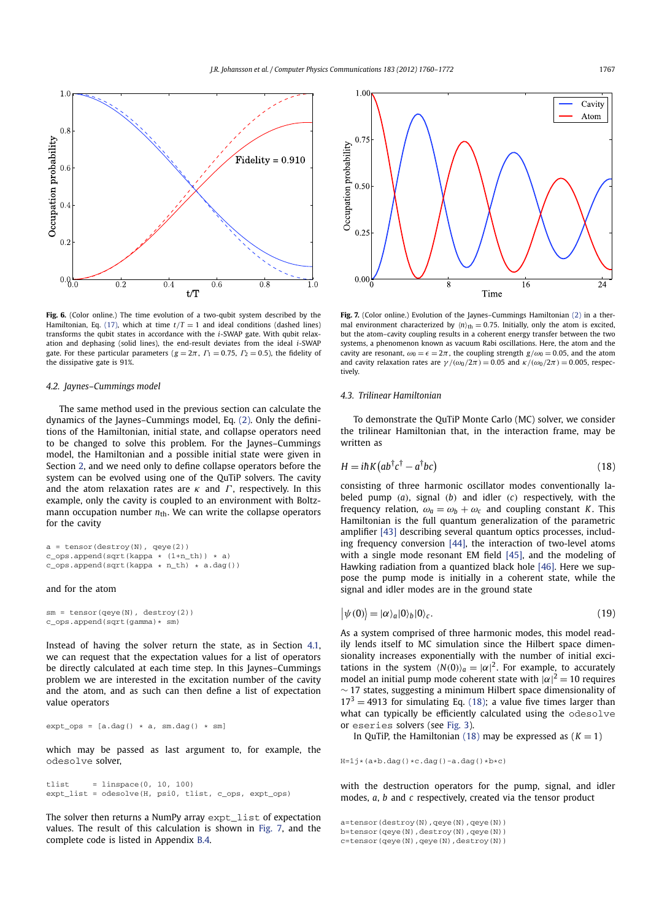**Fig. 6.** (Color online.) The time evolution of a two-qubit system described by the Hamiltonian, Eq. (17), which at time $t/T = 1$ and ideal conditions (dashed lines) transforms the qubit states in accordance with the *i*-SWAP gate. With qubit relaxation and dephasing (solid lines), the end-result deviates from the ideal *i*-SWAP gate. For these particular parameters ($g = 2\pi$, $\Gamma_1 = 0.75$, $\Gamma_2 = 0.5$), the fidelity of the dissipative gate is 91%.

### 4.2. Jaynes–Cummings model

The same method used in the previous section can calculate the dynamics of the Jaynes–Cummings model, Eq. (2). Only the definitions of the Hamiltonian, initial state, and collapse operators need to be changed to solve this problem. For the Jaynes–Cummings model, the Hamiltonian and a possible initial state were given in Section 2, and we need only to define collapse operators before the system can be evolved using one of the QuTiP solvers. The cavity and the atom relaxation rates are $\kappa$ and $\Gamma$, respectively. In this example, only the cavity is coupled to an environment with Boltzmann occupation number $n_{\rm th}$. We can write the collapse operators for the cavity

```
a = tensor(destroy(N), qeye(2))
c_ops.append(sqrt(kappa * (1+n_th)) * a)
c_ops.append(sqrt(kappa * n_th) * a.dag())
```

and for the atom

```
sm = tensor(qeye(N), destroy(2))
c_ops.append(sqrt(gamma)* sm)
```

Instead of having the solver return the state, as in Section 4.1, we can request that the expectation values for a list of operators be directly calculated at each time step. In this Jaynes–Cummings problem we are interested in the excitation number of the cavity and the atom, and as such can then define a list of expectation value operators

```
expt_ops = [a.dag() * a, sm.dag() * sm]
```

which may be passed as last argument to, for example, the `odesolve` solver,

```
tlist     = linspace(0, 10, 100)
expt_list = odesolve(H, psi0, tlist, c_ops, expt_ops)
```

The solver then returns a NumPy array `expt_list` of expectation values. The result of this calculation is shown in Fig. 7, and the complete code is listed in Appendix B.4.

**Fig. 7.** (Color online.) Evolution of the Jaynes–Cummings Hamiltonian (2) in a thermal environment characterized by $\langle n \rangle_{\rm th} = 0.75$. Initially, only the atom is excited, but the atom–cavity coupling results in a coherent energy transfer between the two systems, a phenomenon known as vacuum Rabi oscillations. Here, the atom and the cavity are resonant, $\omega_0 = \epsilon = 2\pi$, the coupling strength $g/\omega_0 = 0.05$, and the atom and cavity relaxation rates are $\gamma/(\omega_0/2\pi) = 0.05$ and $\kappa/(\omega_0/2\pi) = 0.005$, respectively.

### 4.3. Trilinear Hamiltonian

To demonstrate the QuTiP Monte Carlo (MC) solver, we consider the trilinear Hamiltonian that, in the interaction frame, may be written as

$$H = i\hbar K\left(ab^{\dagger}c^{\dagger} - a^{\dagger}bc\right) \tag{18}$$

consisting of three harmonic oscillator modes conventionally labeled pump ($a$), signal ($b$) and idler ($c$) respectively, with the frequency relation, $\omega_a = \omega_b + \omega_c$ and coupling constant $K$. This Hamiltonian is the full quantum generalization of the parametric amplifier [43] describing several quantum optics processes, including frequency conversion [44], the interaction of two-level atoms with a single mode resonant EM field [45], and the modeling of Hawking radiation from a quantized black hole [46]. Here we suppose the pump mode is initially in a coherent state, while the signal and idler modes are in the ground state

$$\left|\psi(0)\right\rangle = |\alpha\rangle_a|0\rangle_b|0\rangle_c. \tag{19}$$

As a system comprised of three harmonic modes, this model readily lends itself to MC simulation since the Hilbert space dimensionality increases exponentially with the number of initial excitations in the system $\langle N(0)\rangle_a = |\alpha|^2$. For example, to accurately model an initial pump mode coherent state with $|\alpha|^2 = 10$ requires $\sim 17$ states, suggesting a minimum Hilbert space dimensionality of $17^3 = 4913$ for simulating Eq. (18); a value five times larger than what can typically be efficiently calculated using the `odesolve` or `eseries` solvers (see Fig. 3).

In QuTiP, the Hamiltonian (18) may be expressed as ($K = 1$)

```
H=1j*(a*b.dag()*c.dag()-a.dag()*b*c)
```

with the destruction operators for the pump, signal, and idler modes, $a$, $b$ and $c$ respectively, created via the tensor product

```
a=tensor(destroy(N),qeye(N),qeye(N))
b=tensor(qeye(N),destroy(N),qeye(N))
c=tensor(qeye(N),qeye(N),destroy(N))
```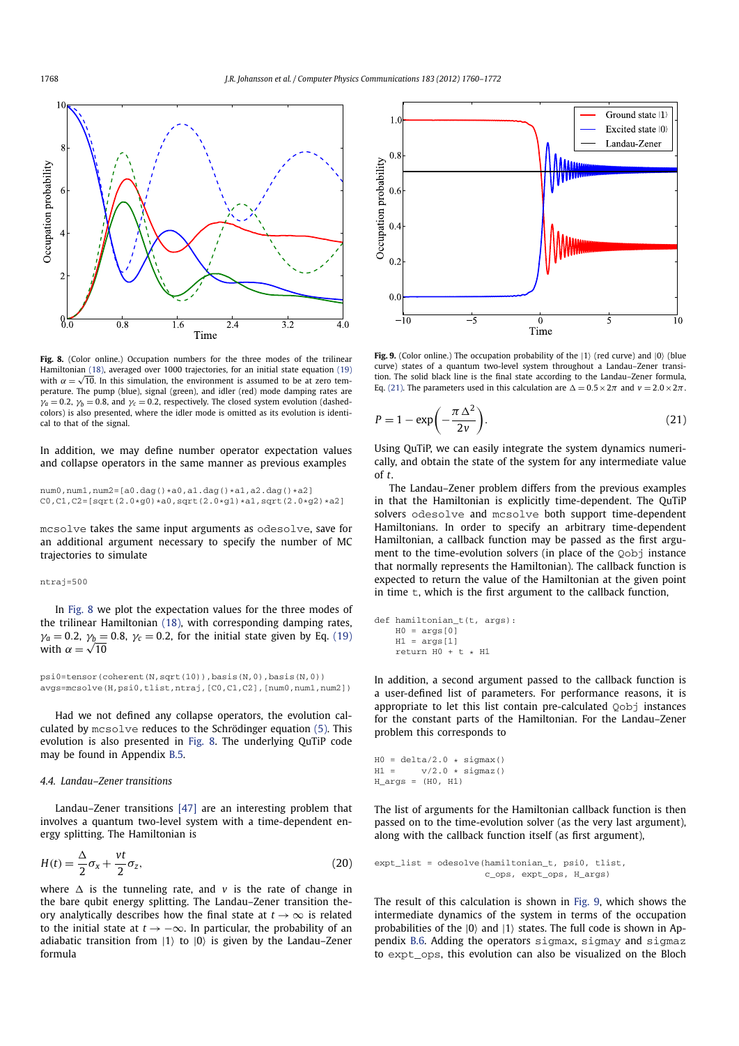**Fig. 8.** (Color online.) Occupation numbers for the three modes of the trilinear Hamiltonian (18), averaged over 1000 trajectories, for an initial state equation (19) with $\alpha = \sqrt{10}$. In this simulation, the environment is assumed to be at zero temperature. The pump (blue), signal (green), and idler (red) mode damping rates are $\gamma_a = 0.2$, $\gamma_b = 0.8$, and $\gamma_c = 0.2$, respectively. The closed system evolution (dashed-colors) is also presented, where the idler mode is omitted as its evolution is identical to that of the signal.

In addition, we may define number operator expectation values and collapse operators in the same manner as previous examples

```
num0,num1,num2=[a0.dag()*a0,a1.dag()*a1,a2.dag()*a2]
C0,C1,C2=[sqrt(2.0*g0)*a0,sqrt(2.0*g1)*a1,sqrt(2.0*g2)*a2]
```

`mcsolve` takes the same input arguments as `odesolve`, save for an additional argument necessary to specify the number of MC trajectories to simulate

```
ntraj=500
```

In Fig. 8 we plot the expectation values for the three modes of the trilinear Hamiltonian (18), with corresponding damping rates, $\gamma_a = 0.2$, $\gamma_b = 0.8$, $\gamma_c = 0.2$, for the initial state given by Eq. (19) with $\alpha = \sqrt{10}$

```
psi0=tensor(coherent(N,sqrt(10)),basis(N,0),basis(N,0))
avgs=mcsolve(H,psi0,tlist,ntraj,[C0,C1,C2],[num0,num1,num2])
```

Had we not defined any collapse operators, the evolution calculated by `mcsolve` reduces to the Schrödinger equation (5). This evolution is also presented in Fig. 8. The underlying QuTiP code may be found in Appendix B.5.

### 4.4. Landau–Zener transitions

Landau–Zener transitions [47] are an interesting problem that involves a quantum two-level system with a time-dependent energy splitting. The Hamiltonian is

$$H(t) = \frac{\Delta}{2}\sigma_x + \frac{vt}{2}\sigma_z, \tag{20}$$

where $\Delta$ is the tunneling rate, and $v$ is the rate of change in the bare qubit energy splitting. The Landau–Zener transition theory analytically describes how the final state at $t \to \infty$ is related to the initial state at $t \to -\infty$. In particular, the probability of an adiabatic transition from $|1\rangle$ to $|0\rangle$ is given by the Landau–Zener formula

**Fig. 9.** (Color online.) The occupation probability of the $|1\rangle$ (red curve) and $|0\rangle$ (blue curve) states of a quantum two-level system throughout a Landau–Zener transition. The solid black line is the final state according to the Landau–Zener formula, Eq. (21). The parameters used in this calculation are $\Delta = 0.5 \times 2\pi$ and $v = 2.0 \times 2\pi$.

$$P = 1 - \exp\left(-\frac{\pi\Delta^2}{2v}\right). \tag{21}$$

Using QuTiP, we can easily integrate the system dynamics numerically, and obtain the state of the system for any intermediate value of $t$.

The Landau–Zener problem differs from the previous examples in that the Hamiltonian is explicitly time-dependent. The QuTiP solvers `odesolve` and `mcsolve` both support time-dependent Hamiltonians. In order to specify an arbitrary time-dependent Hamiltonian, a callback function may be passed as the first argument to the time-evolution solvers (in place of the `Qobj` instance that normally represents the Hamiltonian). The callback function is expected to return the value of the Hamiltonian at the given point in time `t`, which is the first argument to the callback function,

```
def hamiltonian_t(t, args):
    H0 = args[0]
    H1 = args[1]
    return H0 + t * H1
```

In addition, a second argument passed to the callback function is a user-defined list of parameters. For performance reasons, it is appropriate to let this list contain pre-calculated `Qobj` instances for the constant parts of the Hamiltonian. For the Landau–Zener problem this corresponds to

```
H0 = delta/2.0 * sigmax()
H1 =     v/2.0 * sigmaz()
H_args = (H0, H1)
```

The list of arguments for the Hamiltonian callback function is then passed on to the time-evolution solver (as the very last argument), along with the callback function itself (as first argument),

```
expt_list = odesolve(hamiltonian_t, psi0, tlist,
                     c_ops, expt_ops, H_args)
```

The result of this calculation is shown in Fig. 9, which shows the intermediate dynamics of the system in terms of the occupation probabilities of the $|0\rangle$ and $|1\rangle$ states. The full code is shown in Appendix B.6. Adding the operators `sigmax`, `sigmay` and `sigmaz` to `expt_ops`, this evolution can also be visualized on the Bloch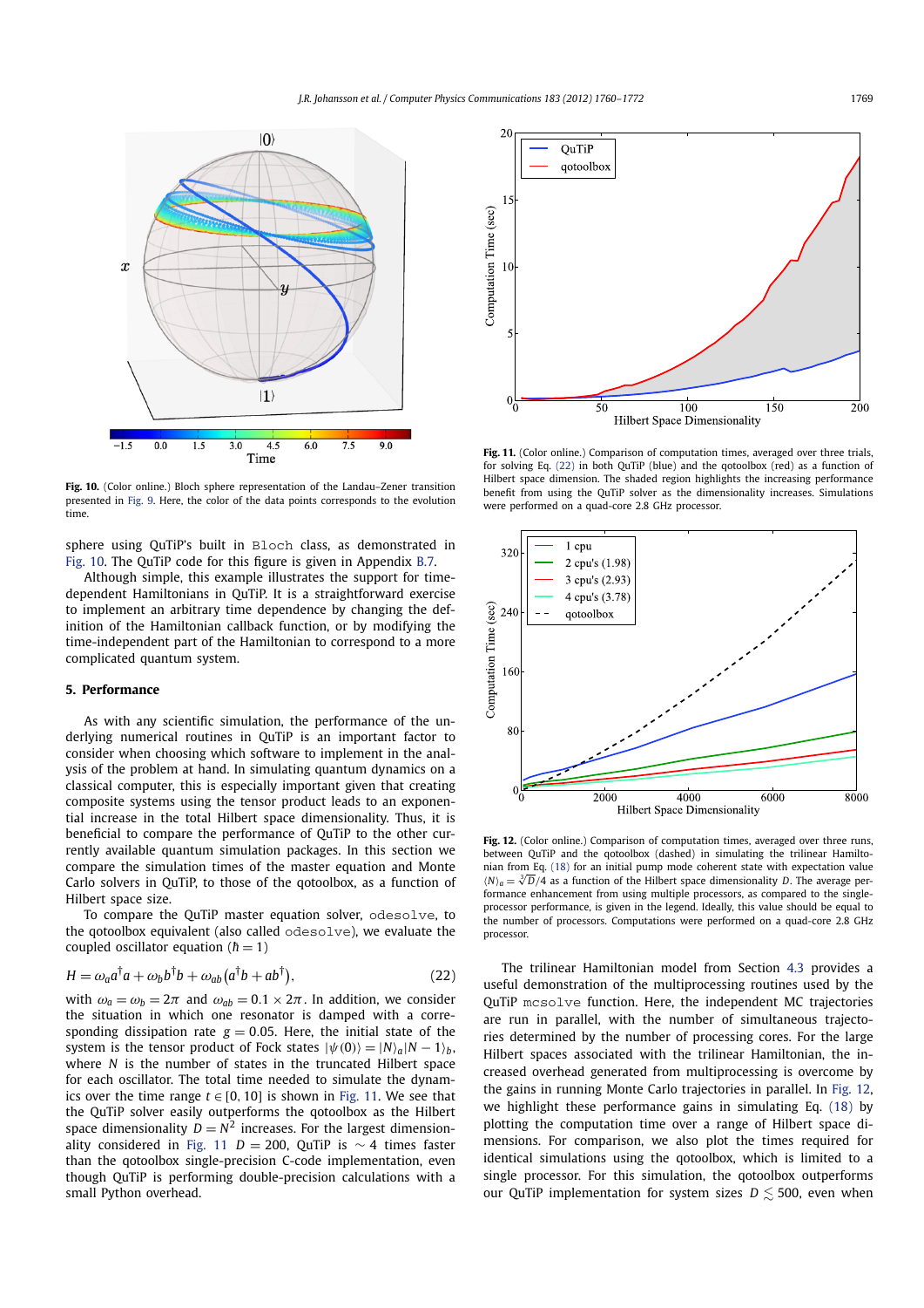Fig. 10. (Color online.) Bloch sphere representation of the Landau–Zener transition presented in Fig. 9. Here, the color of the data points corresponds to the evolution time.

sphere using QuTiP's built in `Bloch` class, as demonstrated in Fig. 10. The QuTiP code for this figure is given in Appendix B.7.

Although simple, this example illustrates the support for time-dependent Hamiltonians in QuTiP. It is a straightforward exercise to implement an arbitrary time dependence by changing the definition of the Hamiltonian callback function, or by modifying the time-independent part of the Hamiltonian to correspond to a more complicated quantum system.

## 5. Performance

As with any scientific simulation, the performance of the underlying numerical routines in QuTiP is an important factor to consider when choosing which software to implement in the analysis of the problem at hand. In simulating quantum dynamics on a classical computer, this is especially important given that creating composite systems using the tensor product leads to an exponential increase in the total Hilbert space dimensionality. Thus, it is beneficial to compare the performance of QuTiP to the other currently available quantum simulation packages. In this section we compare the simulation times of the master equation and Monte Carlo solvers in QuTiP, to those of the qotoolbox, as a function of Hilbert space size.

To compare the QuTiP master equation solver, `odesolve`, to the qotoolbox equivalent (also called `odesolve`), we evaluate the coupled oscillator equation ($\hbar = 1$)

$$H = \omega_a a^\dagger a + \omega_b b^\dagger b + \omega_{ab}\left(a^\dagger b + a b^\dagger\right), \tag{22}$$

with $\omega_a = \omega_b = 2\pi$ and $\omega_{ab} = 0.1 \times 2\pi$. In addition, we consider the situation in which one resonator is damped with a corresponding dissipation rate $g = 0.05$. Here, the initial state of the system is the tensor product of Fock states $|\psi(0)\rangle = |N\rangle_a |N-1\rangle_b$, where $N$ is the number of states in the truncated Hilbert space for each oscillator. The total time needed to simulate the dynamics over the time range $t \in [0, 10]$ is shown in Fig. 11. We see that the QuTiP solver easily outperforms the qotoolbox as the Hilbert space dimensionality $D = N^2$ increases. For the largest dimensionality considered in Fig. 11 $D = 200$, QuTiP is $\sim 4$ times faster than the qotoolbox single-precision C-code implementation, even though QuTiP is performing double-precision calculations with a small Python overhead.

Fig. 11. (Color online.) Comparison of computation times, averaged over three trials, for solving Eq. (22) in both QuTiP (blue) and the qotoolbox (red) as a function of Hilbert space dimension. The shaded region highlights the increasing performance benefit from using the QuTiP solver as the dimensionality increases. Simulations were performed on a quad-core 2.8 GHz processor.

Fig. 12. (Color online.) Comparison of computation times, averaged over three runs, between QuTiP and the qotoolbox (dashed) in simulating the trilinear Hamiltonian from Eq. (18) for an initial pump mode coherent state with expectation value $\langle N \rangle_a = \sqrt[3]{D}/4$ as a function of the Hilbert space dimensionality $D$. The average performance enhancement from using multiple processors, as compared to the single-processor performance, is given in the legend. Ideally, this value should be equal to the number of processors. Computations were performed on a quad-core 2.8 GHz processor.

The trilinear Hamiltonian model from Section 4.3 provides a useful demonstration of the multiprocessing routines used by the QuTiP `mcsolve` function. Here, the independent MC trajectories are run in parallel, with the number of simultaneous trajectories determined by the number of processing cores. For the large Hilbert spaces associated with the trilinear Hamiltonian, the increased overhead generated from multiprocessing is overcome by the gains in running Monte Carlo trajectories in parallel. In Fig. 12, we highlight these performance gains in simulating Eq. (18) by plotting the computation time over a range of Hilbert space dimensions. For comparison, we also plot the times required for identical simulations using the qotoolbox, which is limited to a single processor. For this simulation, the qotoolbox outperforms our QuTiP implementation for system sizes $D \lesssim 500$, even when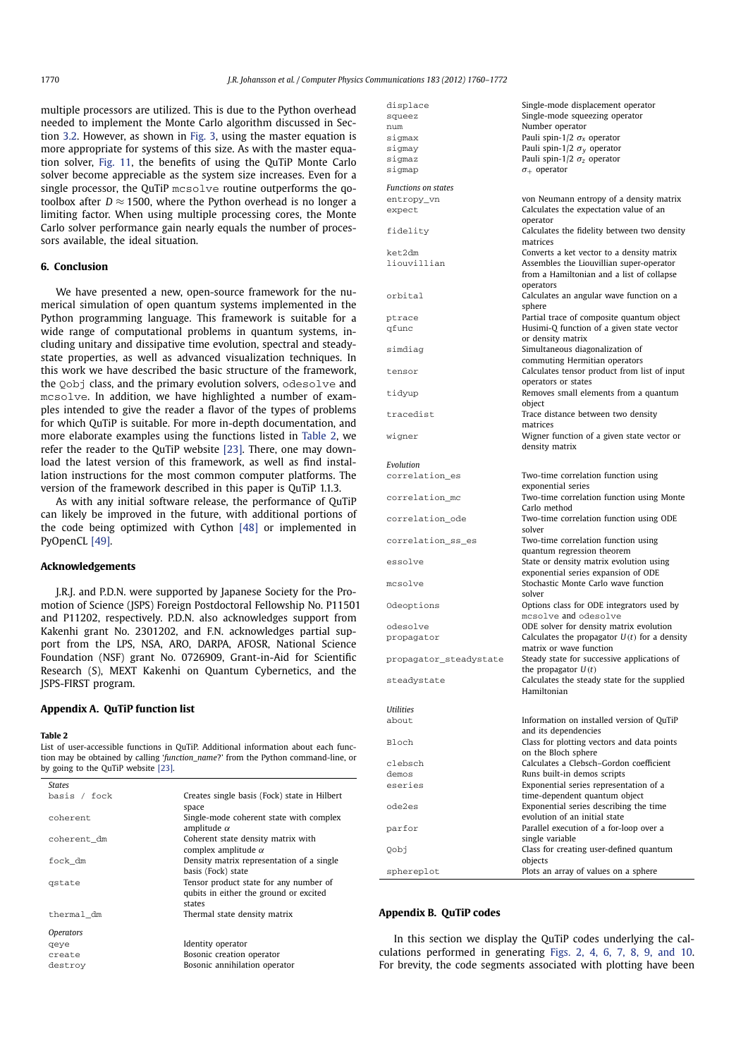multiple processors are utilized. This is due to the Python overhead needed to implement the Monte Carlo algorithm discussed in Section 3.2. However, as shown in Fig. 3, using the master equation is more appropriate for systems of this size. As with the master equation solver, Fig. 11, the benefits of using the QuTiP Monte Carlo solver become appreciable as the system size increases. Even for a single processor, the QuTiP `mcsolve` routine outperforms the qotoolbox after $D \approx 1500$, where the Python overhead is no longer a limiting factor. When using multiple processing cores, the Monte Carlo solver performance gain nearly equals the number of processors available, the ideal situation.

## 6. Conclusion

We have presented a new, open-source framework for the numerical simulation of open quantum systems implemented in the Python programming language. This framework is suitable for a wide range of computational problems in quantum systems, including unitary and dissipative time evolution, spectral and steady-state properties, as well as advanced visualization techniques. In this work we have described the basic structure of the framework, the `Qobj` class, and the primary evolution solvers, `odesolve` and `mcsolve`. In addition, we have highlighted a number of examples intended to give the reader a flavor of the types of problems for which QuTiP is suitable. For more in-depth documentation, and more elaborate examples using the functions listed in Table 2, we refer the reader to the QuTiP website [23]. There, one may download the latest version of this framework, as well as find installation instructions for the most common computer platforms. The version of the framework described in this paper is QuTiP 1.1.3.

As with any initial software release, the performance of QuTiP can likely be improved in the future, with additional portions of the code being optimized with Cython [48] or implemented in PyOpenCL [49].

## Acknowledgements

J.R.J. and P.D.N. were supported by Japanese Society for the Promotion of Science (JSPS) Foreign Postdoctoral Fellowship No. P11501 and P11202, respectively. P.D.N. also acknowledges support from Kakenhi grant No. 2301202, and F.N. acknowledges partial support from the LPS, NSA, ARO, DARPA, AFOSR, National Science Foundation (NSF) grant No. 0726909, Grant-in-Aid for Scientific Research (S), MEXT Kakenhi on Quantum Cybernetics, and the JSPS-FIRST program.

## Appendix A. QuTiP function list

**Table 2**
List of user-accessible functions in QuTiP. Additional information about each function may be obtained by calling '*function_name*?' from the Python command-line, or by going to the QuTiP website [23].

| | |
|---|---|
| *States* | |
| `basis / fock` | Creates single basis (Fock) state in Hilbert space |
| `coherent` | Single-mode coherent state with complex amplitude $\alpha$ |
| `coherent_dm` | Coherent state density matrix with complex amplitude $\alpha$ |
| `fock_dm` | Density matrix representation of a single basis (Fock) state |
| `qstate` | Tensor product state for any number of qubits in either the ground or excited states |
| `thermal_dm` | Thermal state density matrix |
| *Operators* | |
| `qeye` | Identity operator |
| `create` | Bosonic creation operator |
| `destroy` | Bosonic annihilation operator |
| `displace` | Single-mode displacement operator |
| `squeez` | Single-mode squeezing operator |
| `num` | Number operator |
| `sigmax` | Pauli spin-1/2 $\sigma_x$ operator |
| `sigmay` | Pauli spin-1/2 $\sigma_y$ operator |
| `sigmaz` | Pauli spin-1/2 $\sigma_z$ operator |
| `sigmap` | $\sigma_+$ operator |
| *Functions on states* | |
| `entropy_vn` | von Neumann entropy of a density matrix |
| `expect` | Calculates the expectation value of an operator |
| `fidelity` | Calculates the fidelity between two density matrices |
| `ket2dm` | Converts a ket vector to a density matrix |
| `liouvillian` | Assembles the Liouvillian super-operator from a Hamiltonian and a list of collapse operators |
| `orbital` | Calculates an angular wave function on a sphere |
| `ptrace` | Partial trace of composite quantum object |
| `qfunc` | Husimi-Q function of a given state vector or density matrix |
| `simdiag` | Simultaneous diagonalization of commuting Hermitian operators |
| `tensor` | Calculates tensor product from list of input operators or states |
| `tidyup` | Removes small elements from a quantum object |
| `tracedist` | Trace distance between two density matrices |
| `wigner` | Wigner function of a given state vector or density matrix |
| *Evolution* | |
| `correlation_es` | Two-time correlation function using exponential series |
| `correlation_mc` | Two-time correlation function using Monte Carlo method |
| `correlation_ode` | Two-time correlation function using ODE solver |
| `correlation_ss_es` | Two-time correlation function using quantum regression theorem |
| `essolve` | State or density matrix evolution using exponential series expansion of ODE |
| `mcsolve` | Stochastic Monte Carlo wave function solver |
| `Odeoptions` | Options class for ODE integrators used by `mcsolve` and `odesolve` |
| `odesolve` | ODE solver for density matrix evolution |
| `propagator` | Calculates the propagator $U(t)$ for a density matrix or wave function |
| `propagator_steadystate` | Steady state for successive applications of the propagator $U(t)$ |
| `steadystate` | Calculates the steady state for the supplied Hamiltonian |
| *Utilities* | |
| `about` | Information on installed version of QuTiP and its dependencies |
| `Bloch` | Class for plotting vectors and data points on the Bloch sphere |
| `clebsch` | Calculates a Clebsch–Gordon coefficient |
| `demos` | Runs built-in demos scripts |
| `eseries` | Exponential series representation of a time-dependent quantum object |
| `ode2es` | Exponential series describing the time evolution of an initial state |
| `parfor` | Parallel execution of a for-loop over a single variable |
| `Qobj` | Class for creating user-defined quantum objects |
| `sphereplot` | Plots an array of values on a sphere |

## Appendix B. QuTiP codes

In this section we display the QuTiP codes underlying the calculations performed in generating Figs. 2, 4, 6, 7, 8, 9, and 10. For brevity, the code segments associated with plotting have been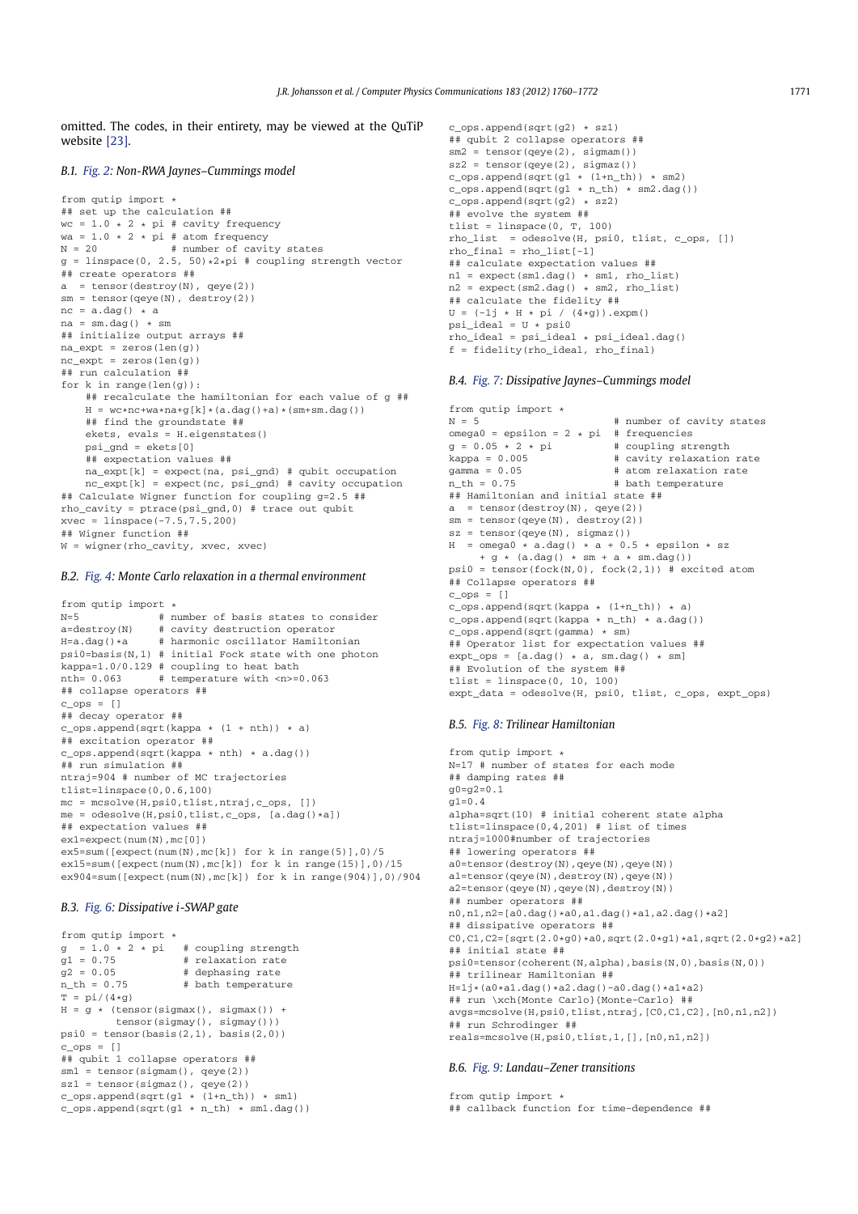omitted. The codes, in their entirety, may be viewed at the QuTiP website [23].

### B.1. Fig. 2: Non-RWA Jaynes–Cummings model

```
from qutip import *
## set up the calculation ##
wc = 1.0 * 2 * pi # cavity frequency
wa = 1.0 * 2 * pi # atom frequency
N = 20            # number of cavity states
g = linspace(0, 2.5, 50)*2*pi # coupling strength vector
## create operators ##
a  = tensor(destroy(N), qeye(2))
sm = tensor(qeye(N), destroy(2))
nc = a.dag() * a
na = sm.dag() * sm
## initialize output arrays ##
na_expt = zeros(len(g))
nc_expt = zeros(len(g))
## run calculation ##
for k in range(len(g)):
    ## recalculate the hamiltonian for each value of g ##
    H = wc*nc+wa*na+g[k]*(a.dag()+a)*(sm+sm.dag())
    ## find the groundstate ##
    ekets, evals = H.eigenstates()
    psi_gnd = ekets[0]
    ## expectation values ##
    na_expt[k] = expect(na, psi_gnd) # qubit occupation
    nc_expt[k] = expect(nc, psi_gnd) # cavity occupation
## Calculate Wigner function for coupling g=2.5 ##
rho_cavity = ptrace(psi_gnd,0) # trace out qubit
xvec = linspace(-7.5,7.5,200)
## Wigner function ##
W = wigner(rho_cavity, xvec, xvec)
```

### B.2. Fig. 4: Monte Carlo relaxation in a thermal environment

```
from qutip import *
N=5             # number of basis states to consider
a=destroy(N)    # cavity destruction operator
H=a.dag()*a     # harmonic oscillator Hamiltonian
psi0=basis(N,1) # initial Fock state with one photon
kappa=1.0/0.129 # coupling to heat bath
nth= 0.063      # temperature with <n>=0.063
## collapse operators ##
c_ops = []
## decay operator ##
c_ops.append(sqrt(kappa * (1 + nth)) * a)
## excitation operator ##
c_ops.append(sqrt(kappa * nth) * a.dag())
## run simulation ##
ntraj=904 # number of MC trajectories
tlist=linspace(0,0.6,100)
mc = mcsolve(H,psi0,tlist,ntraj,c_ops, [])
me = odesolve(H,psi0,tlist,c_ops, [a.dag()*a])
## expectation values ##
ex1=expect(num(N),mc[0])
ex5=sum([expect(num(N),mc[k]) for k in range(5)],0)/5
ex15=sum([expect(num(N),mc[k]) for k in range(15)],0)/15
ex904=sum([expect(num(N),mc[k]) for k in range(904)],0)/904
```

### B.3. Fig. 6: Dissipative i-SWAP gate

```
from qutip import *
g  = 1.0 * 2 * pi   # coupling strength
g1 = 0.75           # relaxation rate
g2 = 0.05           # dephasing rate
n_th = 0.75         # bath temperature
T = pi/(4*g)
H = g * (tensor(sigmax(), sigmax()) +
         tensor(sigmay(), sigmay()))
psi0 = tensor(basis(2,1), basis(2,0))
c_ops = []
## qubit 1 collapse operators ##
sm1 = tensor(sigmam(), qeye(2))
sz1 = tensor(sigmaz(), qeye(2))
c_ops.append(sqrt(g1 * (1+n_th)) * sm1)
c_ops.append(sqrt(g1 * n_th) * sm1.dag())
c_ops.append(sqrt(g2) * sz1)
## qubit 2 collapse operators ##
sm2 = tensor(qeye(2), sigmam())
sz2 = tensor(qeye(2), sigmaz())
c_ops.append(sqrt(g1 * (1+n_th)) * sm2)
c_ops.append(sqrt(g1 * n_th) * sm2.dag())
c_ops.append(sqrt(g2) * sz2)
## evolve the system ##
tlist = linspace(0, T, 100)
rho_list  = odesolve(H, psi0, tlist, c_ops, [])
rho_final = rho_list[-1]
## calculate expectation values ##
n1 = expect(sm1.dag() * sm1, rho_list)
n2 = expect(sm2.dag() * sm2, rho_list)
## calculate the fidelity ##
U = (-1j * H * pi / (4*g)).expm()
psi_ideal = U * psi0
rho_ideal = psi_ideal * psi_ideal.dag()
f = fidelity(rho_ideal, rho_final)
```

### B.4. Fig. 7: Dissipative Jaynes–Cummings model

```
from qutip import *
N = 5                      # number of cavity states
omega0 = epsilon = 2 * pi  # frequencies
g = 0.05 * 2 * pi          # coupling strength
kappa = 0.005              # cavity relaxation rate
gamma = 0.05               # atom relaxation rate
n_th = 0.75                # bath temperature
## Hamiltonian and initial state ##
a  = tensor(destroy(N), qeye(2))
sm = tensor(qeye(N), destroy(2))
sz = tensor(qeye(N), sigmaz())
H  = omega0 * a.dag() * a + 0.5 * epsilon * sz
     + g * (a.dag() * sm + a * sm.dag())
psi0 = tensor(fock(N,0), fock(2,1)) # excited atom
## Collapse operators ##
c_ops = []
c_ops.append(sqrt(kappa * (1+n_th)) * a)
c_ops.append(sqrt(kappa * n_th) * a.dag())
c_ops.append(sqrt(gamma) * sm)
## Operator list for expectation values ##
expt_ops = [a.dag() * a, sm.dag() * sm]
## Evolution of the system ##
tlist = linspace(0, 10, 100)
expt_data = odesolve(H, psi0, tlist, c_ops, expt_ops)
```

### B.5. Fig. 8: Trilinear Hamiltonian

```
from qutip import *
N=17 # number of states for each mode
## damping rates ##
g0=g2=0.1
g1=0.4
alpha=sqrt(10) # initial coherent state alpha
tlist=linspace(0,4,201) # list of times
ntraj=1000#number of trajectories
## lowering operators ##
a0=tensor(destroy(N),qeye(N),qeye(N))
a1=tensor(qeye(N),destroy(N),qeye(N))
a2=tensor(qeye(N),qeye(N),destroy(N))
## number operators ##
n0,n1,n2=[a0.dag()*a0,a1.dag()*a1,a2.dag()*a2]
## dissipative operators ##
C0,C1,C2=[sqrt(2.0*g0)*a0,sqrt(2.0*g1)*a1,sqrt(2.0*g2)*a2]
## initial state ##
psi0=tensor(coherent(N,alpha),basis(N,0),basis(N,0))
## trilinear Hamiltonian ##
H=1j*(a0*a1.dag()*a2.dag()-a0.dag()*a1*a2)
## run \xch{Monte Carlo}{Monte-Carlo} ##
avgs=mcsolve(H,psi0,tlist,ntraj,[C0,C1,C2],[n0,n1,n2])
## run Schrodinger ##
reals=mcsolve(H,psi0,tlist,1,[],[n0,n1,n2])
```

### B.6. Fig. 9: Landau–Zener transitions

```
from qutip import *
## callback function for time-dependence ##
```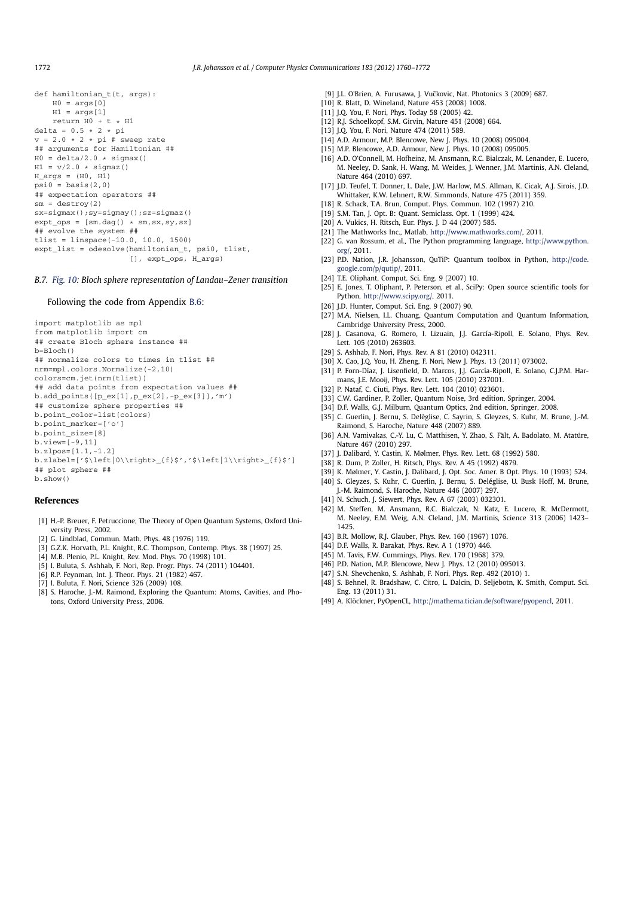```
def hamiltonian_t(t, args):
    H0 = args[0]
    H1 = args[1]
    return H0 + t * H1
delta = 0.5 * 2 * pi
v = 2.0 * 2 * pi # sweep rate
## arguments for Hamiltonian ##
H0 = delta/2.0 * sigmax()
H1 = v/2.0 * sigmaz()
H_args = (H0, H1)
psi0 = basis(2,0)
## expectation operators ##
sm = destroy(2)
sx=sigmax();sy=sigmay();sz=sigmaz()
expt_ops = [sm.dag() * sm,sx,sy,sz]
## evolve the system ##
tlist = linspace(-10.0, 10.0, 1500)
expt_list = odesolve(hamiltonian_t, psi0, tlist,
                     [], expt_ops, H_args)
```

### B.7. Fig. 10: *Bloch sphere representation of Landau–Zener transition*

Following the code from Appendix B.6:

```
import matplotlib as mpl
from matplotlib import cm
## create Bloch sphere instance ##
b=Bloch()
## normalize colors to times in tlist ##
nrm=mpl.colors.Normalize(-2,10)
colors=cm.jet(nrm(tlist))
## add data points from expectation values ##
b.add_points([p_ex[1],p_ex[2],-p_ex[3]],'m')
## customize sphere properties ##
b.point_color=list(colors)
b.point_marker=['o']
b.point_size=[8]
b.view=[-9,11]
b.zlpos=[1.1,-1.2]
b.zlabel=['$\left|0\\right>_{f}$','$\left|1\\right>_{f}$']
## plot sphere ##
b.show()
```

## References

[1] H.-P. Breuer, F. Petruccione, The Theory of Open Quantum Systems, Oxford University Press, 2002.
[2] G. Lindblad, Commun. Math. Phys. 48 (1976) 119.
[3] G.Z.K. Horvath, P.L. Knight, R.C. Thompson, Contemp. Phys. 38 (1997) 25.
[4] M.B. Plenio, P.L. Knight, Rev. Mod. Phys. 70 (1998) 101.
[5] I. Buluta, S. Ashhab, F. Nori, Rep. Progr. Phys. 74 (2011) 104401.
[6] R.P. Feynman, Int. J. Theor. Phys. 21 (1982) 467.
[7] I. Buluta, F. Nori, Science 326 (2009) 108.
[8] S. Haroche, J.-M. Raimond, Exploring the Quantum: Atoms, Cavities, and Photons, Oxford University Press, 2006.
[9] J.L. O'Brien, A. Furusawa, J. Vučkovic, Nat. Photonics 3 (2009) 687.
[10] R. Blatt, D. Wineland, Nature 453 (2008) 1008.
[11] J.Q. You, F. Nori, Phys. Today 58 (2005) 42.
[12] R.J. Schoelkopf, S.M. Girvin, Nature 451 (2008) 664.
[13] J.Q. You, F. Nori, Nature 474 (2011) 589.
[14] A.D. Armour, M.P. Blencowe, New J. Phys. 10 (2008) 095004.
[15] M.P. Blencowe, A.D. Armour, New J. Phys. 10 (2008) 095005.
[16] A.D. O'Connell, M. Hofheinz, M. Ansmann, R.C. Bialczak, M. Lenander, E. Lucero, M. Neeley, D. Sank, H. Wang, M. Weides, J. Wenner, J.M. Martinis, A.N. Cleland, Nature 464 (2010) 697.
[17] J.D. Teufel, T. Donner, L. Dale, J.W. Harlow, M.S. Allman, K. Cicak, A.J. Sirois, J.D. Whittaker, K.W. Lehnert, R.W. Simmonds, Nature 475 (2011) 359.
[18] R. Schack, T.A. Brun, Comput. Phys. Commun. 102 (1997) 210.
[19] S.M. Tan, J. Opt. B: Quant. Semiclass. Opt. 1 (1999) 424.
[20] A. Vukics, H. Ritsch, Eur. Phys. J. D 44 (2007) 585.
[21] The Mathworks Inc., Matlab, http://www.mathworks.com/, 2011.
[22] G. van Rossum, et al., The Python programming language, http://www.python.org/, 2011.
[23] P.D. Nation, J.R. Johansson, QuTiP: Quantum toolbox in Python, http://code.google.com/p/qutip/, 2011.
[24] T.E. Oliphant, Comput. Sci. Eng. 9 (2007) 10.
[25] E. Jones, T. Oliphant, P. Peterson, et al., SciPy: Open source scientific tools for Python, http://www.scipy.org/, 2011.
[26] J.D. Hunter, Comput. Sci. Eng. 9 (2007) 90.
[27] M.A. Nielsen, I.L. Chuang, Quantum Computation and Quantum Information, Cambridge University Press, 2000.
[28] J. Casanova, G. Romero, I. Lizuain, J.J. García-Ripoll, E. Solano, Phys. Rev. Lett. 105 (2010) 263603.
[29] S. Ashhab, F. Nori, Phys. Rev. A 81 (2010) 042311.
[30] X. Cao, J.Q. You, H. Zheng, F. Nori, New J. Phys. 13 (2011) 073002.
[31] P. Forn-Díaz, J. Lisenfeld, D. Marcos, J.J. García-Ripoll, E. Solano, C.J.P.M. Harmans, J.E. Mooij, Phys. Rev. Lett. 105 (2010) 237001.
[32] P. Nataf, C. Ciuti, Phys. Rev. Lett. 104 (2010) 023601.
[33] C.W. Gardiner, P. Zoller, Quantum Noise, 3rd edition, Springer, 2004.
[34] D.F. Walls, G.J. Milburn, Quantum Optics, 2nd edition, Springer, 2008.
[35] C. Guerlin, J. Bernu, S. Deléglise, C. Sayrin, S. Gleyzes, S. Kuhr, M. Brune, J.-M. Raimond, S. Haroche, Nature 448 (2007) 889.
[36] A.N. Vamivakas, C.-Y. Lu, C. Matthiesen, Y. Zhao, S. Fält, A. Badolato, M. Atatüre, Nature 467 (2010) 297.
[37] J. Dalibard, Y. Castin, K. Mølmer, Phys. Rev. Lett. 68 (1992) 580.
[38] R. Dum, P. Zoller, H. Ritsch, Phys. Rev. A 45 (1992) 4879.
[39] K. Mølmer, Y. Castin, J. Dalibard, J. Opt. Soc. Amer. B Opt. Phys. 10 (1993) 524.
[40] S. Gleyzes, S. Kuhr, C. Guerlin, J. Bernu, S. Deléglise, U. Busk Hoff, M. Brune, J.-M. Raimond, S. Haroche, Nature 446 (2007) 297.
[41] N. Schuch, J. Siewert, Phys. Rev. A 67 (2003) 032301.
[42] M. Steffen, M. Ansmann, R.C. Bialczak, N. Katz, E. Lucero, R. McDermott, M. Neeley, E.M. Weig, A.N. Cleland, J.M. Martinis, Science 313 (2006) 1423–1425.
[43] B.R. Mollow, R.J. Glauber, Phys. Rev. 160 (1967) 1076.
[44] D.F. Walls, R. Barakat, Phys. Rev. A 1 (1970) 446.
[45] M. Tavis, F.W. Cummings, Phys. Rev. 170 (1968) 379.
[46] P.D. Nation, M.P. Blencowe, New J. Phys. 12 (2010) 095013.
[47] S.N. Shevchenko, S. Ashhab, F. Nori, Phys. Rep. 492 (2010) 1.
[48] S. Behnel, R. Bradshaw, C. Citro, L. Dalcin, D. Seljebotn, K. Smith, Comput. Sci. Eng. 13 (2011) 31.
[49] A. Klöckner, PyOpenCL, http://mathema.tician.de/software/pyopencl, 2011.